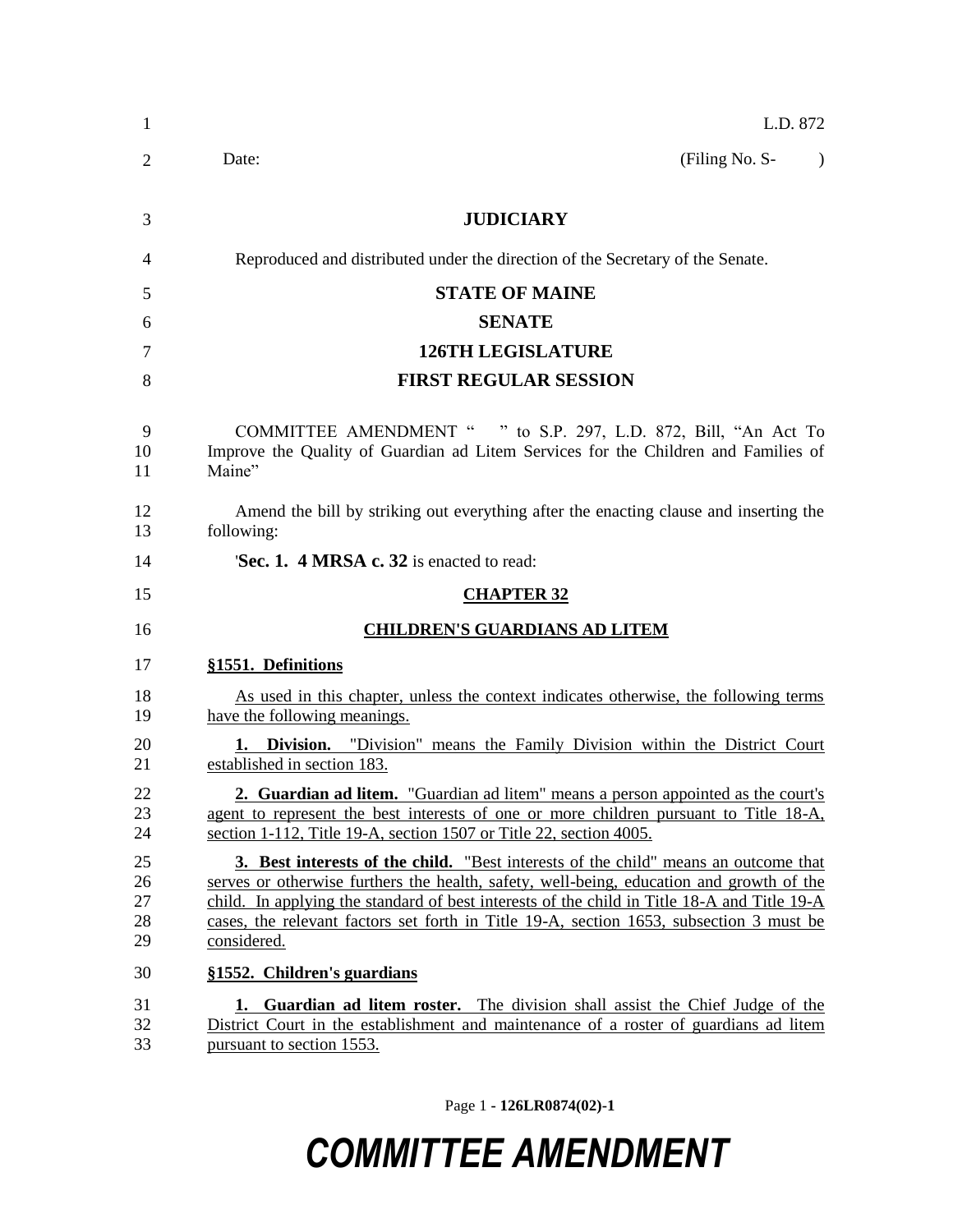L.D. 872

Date: (Filing No. S- )

**JUDICIARY**

Reproduced and distributed under the direction of the Secretary of the Senate.

**STATE OF MAINE**

**SENATE**

**126TH LEGISLATURE**

**FIRST REGULAR SESSION**

COMMITTEE AMENDMENT " " to S.P. 297, L.D. 872, Bill, "An Act To Improve the Quality of Guardian ad Litem Services for the Children and Families of Maine"

Amend the bill by striking out everything after the enacting clause and inserting the following:

'**Sec. 1. 4 MRSA c. 32** is enacted to read:

**CHAPTER 32**

**CHILDREN'S GUARDIANS AD LITEM**

**§1551. Definitions**

As used in this chapter, unless the context indicates otherwise, the following terms have the following meanings.

**1. Division.** "Division" means the Family Division within the District Court established in section 183.

**2. Guardian ad litem.** "Guardian ad litem" means a person appointed as the court's agent to represent the best interests of one or more children pursuant to Title 18-A, section 1-112, Title 19-A, section 1507 or Title 22, section 4005.

**3. Best interests of the child.** "Best interests of the child" means an outcome that serves or otherwise furthers the health, safety, well-being, education and growth of the child. In applying the standard of best interests of the child in Title 18-A and Title 19-A cases, the relevant factors set forth in Title 19-A, section 1653, subsection 3 must be considered.

**§1552. Children's guardians**

**1. Guardian ad litem roster.** The division shall assist the Chief Judge of the District Court in the establishment and maintenance of a roster of guardians ad litem pursuant to section 1553.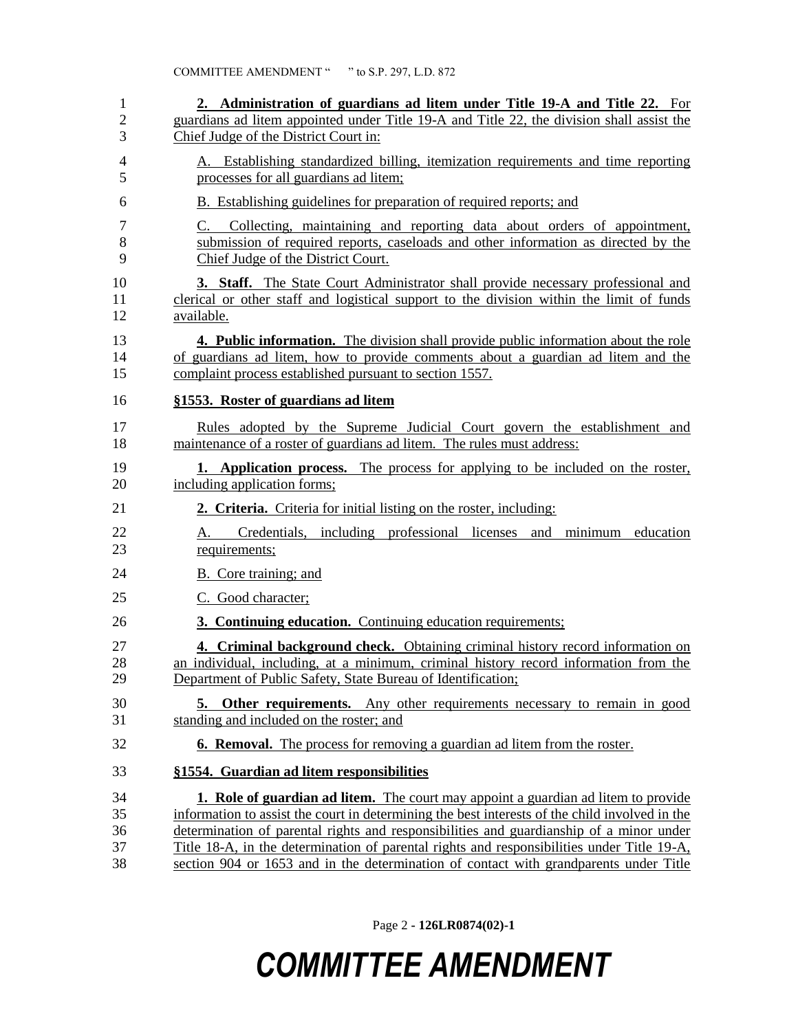**2. Administration of guardians ad litem under Title 19-A and Title 22.** For guardians ad litem appointed under Title 19-A and Title 22, the division shall assist the Chief Judge of the District Court in:

A. Establishing standardized billing, itemization requirements and time reporting processes for all guardians ad litem;

B. Establishing guidelines for preparation of required reports; and

C. Collecting, maintaining and reporting data about orders of appointment, submission of required reports, caseloads and other information as directed by the Chief Judge of the District Court.

**3. Staff.** The State Court Administrator shall provide necessary professional and clerical or other staff and logistical support to the division within the limit of funds available.

**4. Public information.** The division shall provide public information about the role of guardians ad litem, how to provide comments about a guardian ad litem and the complaint process established pursuant to section 1557.

**§1553. Roster of guardians ad litem**

Rules adopted by the Supreme Judicial Court govern the establishment and maintenance of a roster of guardians ad litem. The rules must address:

**1. Application process.** The process for applying to be included on the roster, including application forms;

**2. Criteria.** Criteria for initial listing on the roster, including:

A. Credentials, including professional licenses and minimum education requirements;

B. Core training; and

C. Good character;

**3. Continuing education.** Continuing education requirements;

**4. Criminal background check.** Obtaining criminal history record information on an individual, including, at a minimum, criminal history record information from the Department of Public Safety, State Bureau of Identification;

**5. Other requirements.** Any other requirements necessary to remain in good standing and included on the roster; and

**6. Removal.** The process for removing a guardian ad litem from the roster.

**§1554. Guardian ad litem responsibilities**

**1. Role of guardian ad litem.** The court may appoint a guardian ad litem to provide information to assist the court in determining the best interests of the child involved in the determination of parental rights and responsibilities and guardianship of a minor under Title 18-A, in the determination of parental rights and responsibilities under Title 19-A, section 904 or 1653 and in the determination of contact with grandparents under Title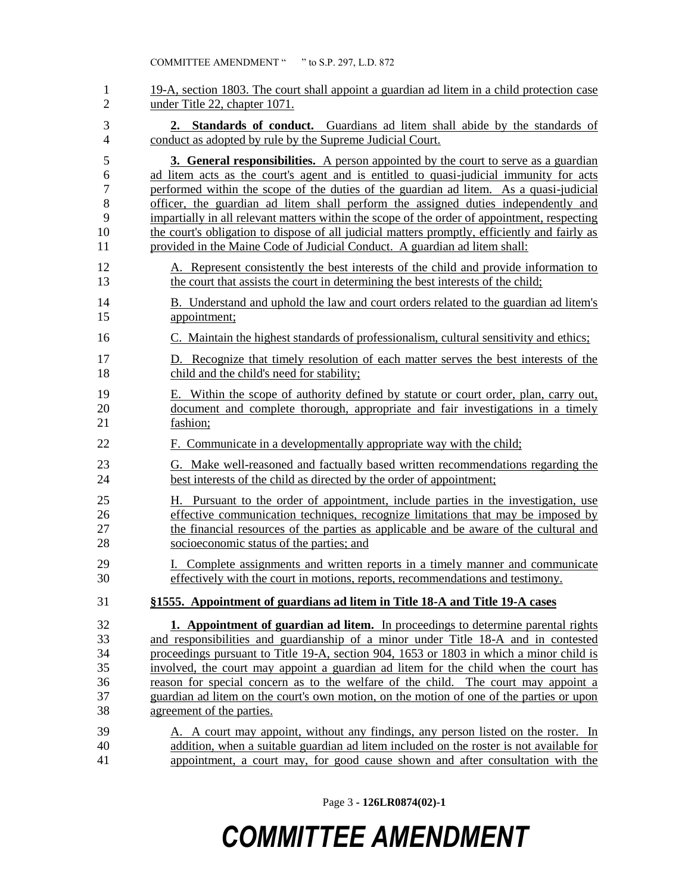19-A, section 1803. The court shall appoint a guardian ad litem in a child protection case under Title 22, chapter 1071.

**2. Standards of conduct.** Guardians ad litem shall abide by the standards of conduct as adopted by rule by the Supreme Judicial Court.

**3. General responsibilities.** A person appointed by the court to serve as a guardian ad litem acts as the court's agent and is entitled to quasi-judicial immunity for acts performed within the scope of the duties of the guardian ad litem. As a quasi-judicial officer, the guardian ad litem shall perform the assigned duties independently and impartially in all relevant matters within the scope of the order of appointment, respecting the court's obligation to dispose of all judicial matters promptly, efficiently and fairly as provided in the Maine Code of Judicial Conduct. A guardian ad litem shall:

A. Represent consistently the best interests of the child and provide information to the court that assists the court in determining the best interests of the child;

B. Understand and uphold the law and court orders related to the guardian ad litem's appointment;

C. Maintain the highest standards of professionalism, cultural sensitivity and ethics;

D. Recognize that timely resolution of each matter serves the best interests of the child and the child's need for stability;

E. Within the scope of authority defined by statute or court order, plan, carry out, document and complete thorough, appropriate and fair investigations in a timely fashion;

F. Communicate in a developmentally appropriate way with the child;

G. Make well-reasoned and factually based written recommendations regarding the best interests of the child as directed by the order of appointment;

H. Pursuant to the order of appointment, include parties in the investigation, use effective communication techniques, recognize limitations that may be imposed by the financial resources of the parties as applicable and be aware of the cultural and socioeconomic status of the parties; and

I. Complete assignments and written reports in a timely manner and communicate effectively with the court in motions, reports, recommendations and testimony.

**§1555. Appointment of guardians ad litem in Title 18-A and Title 19-A cases**

**1. Appointment of guardian ad litem.** In proceedings to determine parental rights and responsibilities and guardianship of a minor under Title 18-A and in contested proceedings pursuant to Title 19-A, section 904, 1653 or 1803 in which a minor child is involved, the court may appoint a guardian ad litem for the child when the court has reason for special concern as to the welfare of the child. The court may appoint a guardian ad litem on the court's own motion, on the motion of one of the parties or upon agreement of the parties.

A. A court may appoint, without any findings, any person listed on the roster. In addition, when a suitable guardian ad litem included on the roster is not available for appointment, a court may, for good cause shown and after consultation with the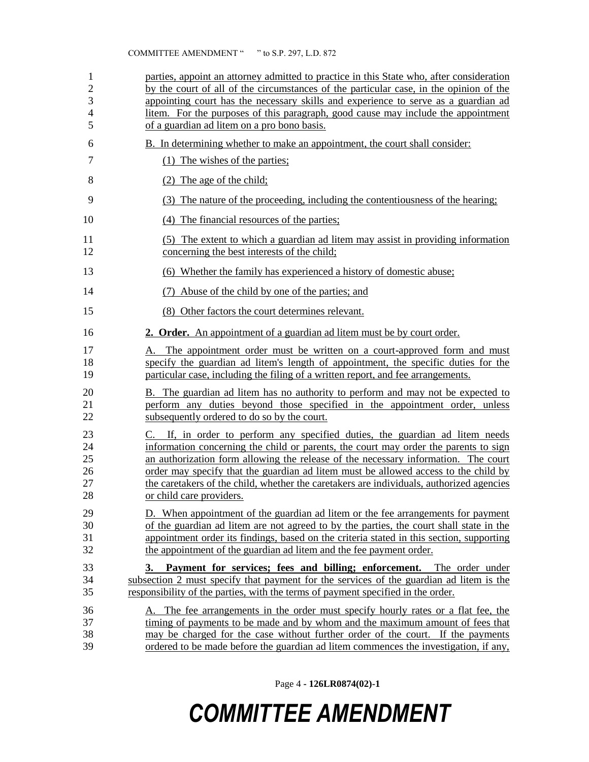parties, appoint an attorney admitted to practice in this State who, after consideration by the court of all of the circumstances of the particular case, in the opinion of the appointing court has the necessary skills and experience to serve as a guardian ad litem. For the purposes of this paragraph, good cause may include the appointment of a guardian ad litem on a pro bono basis.

B. In determining whether to make an appointment, the court shall consider:

(1) The wishes of the parties;

(2) The age of the child;

(3) The nature of the proceeding, including the contentiousness of the hearing;

(4) The financial resources of the parties;

(5) The extent to which a guardian ad litem may assist in providing information concerning the best interests of the child;

(6) Whether the family has experienced a history of domestic abuse;

(7) Abuse of the child by one of the parties; and

(8) Other factors the court determines relevant.

**2. Order.** An appointment of a guardian ad litem must be by court order.

A. The appointment order must be written on a court-approved form and must specify the guardian ad litem's length of appointment, the specific duties for the particular case, including the filing of a written report, and fee arrangements.

B. The guardian ad litem has no authority to perform and may not be expected to perform any duties beyond those specified in the appointment order, unless subsequently ordered to do so by the court.

C. If, in order to perform any specified duties, the guardian ad litem needs information concerning the child or parents, the court may order the parents to sign an authorization form allowing the release of the necessary information. The court order may specify that the guardian ad litem must be allowed access to the child by the caretakers of the child, whether the caretakers are individuals, authorized agencies or child care providers.

D. When appointment of the guardian ad litem or the fee arrangements for payment of the guardian ad litem are not agreed to by the parties, the court shall state in the appointment order its findings, based on the criteria stated in this section, supporting the appointment of the guardian ad litem and the fee payment order.

**3. Payment for services; fees and billing; enforcement.** The order under subsection 2 must specify that payment for the services of the guardian ad litem is the responsibility of the parties, with the terms of payment specified in the order.

A. The fee arrangements in the order must specify hourly rates or a flat fee, the timing of payments to be made and by whom and the maximum amount of fees that may be charged for the case without further order of the court. If the payments ordered to be made before the guardian ad litem commences the investigation, if any,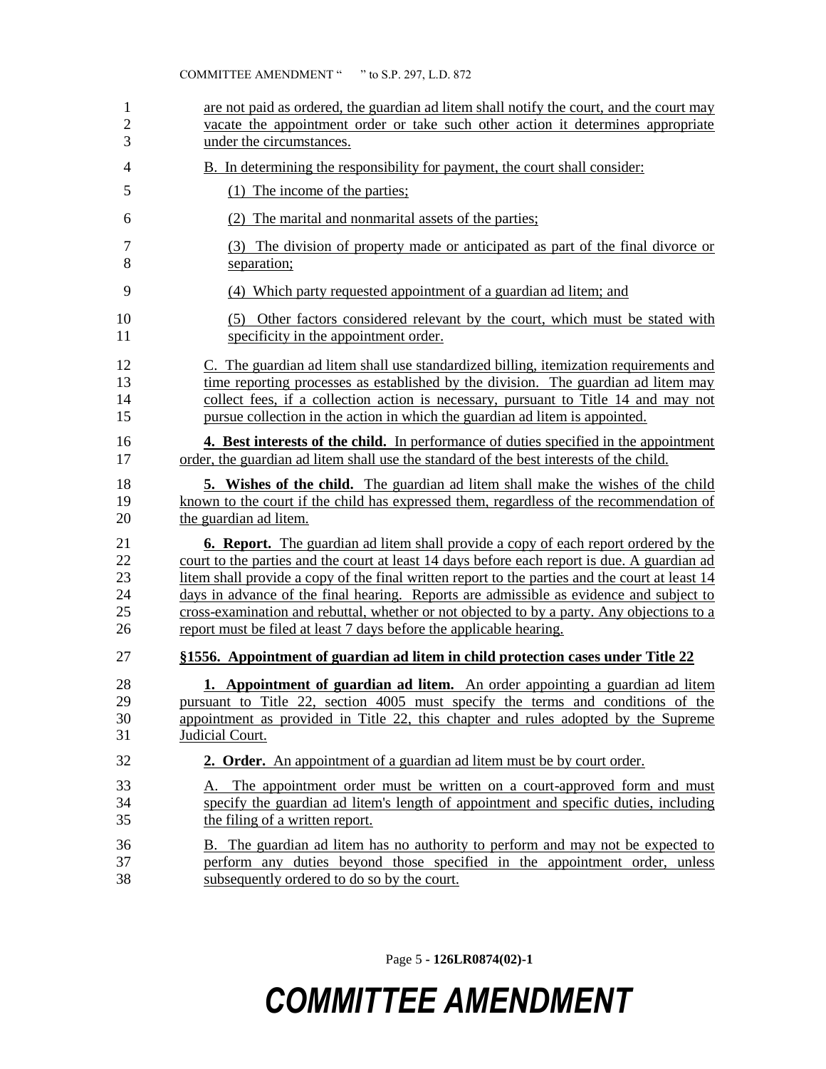are not paid as ordered, the guardian ad litem shall notify the court, and the court may vacate the appointment order or take such other action it determines appropriate under the circumstances.

B. In determining the responsibility for payment, the court shall consider:

(1) The income of the parties;

(2) The marital and nonmarital assets of the parties;

(3) The division of property made or anticipated as part of the final divorce or separation;

(4) Which party requested appointment of a guardian ad litem; and

(5) Other factors considered relevant by the court, which must be stated with specificity in the appointment order.

C. The guardian ad litem shall use standardized billing, itemization requirements and time reporting processes as established by the division. The guardian ad litem may collect fees, if a collection action is necessary, pursuant to Title 14 and may not pursue collection in the action in which the guardian ad litem is appointed.

**4. Best interests of the child.** In performance of duties specified in the appointment order, the guardian ad litem shall use the standard of the best interests of the child.

**5. Wishes of the child.** The guardian ad litem shall make the wishes of the child known to the court if the child has expressed them, regardless of the recommendation of the guardian ad litem.

**6. Report.** The guardian ad litem shall provide a copy of each report ordered by the court to the parties and the court at least 14 days before each report is due. A guardian ad litem shall provide a copy of the final written report to the parties and the court at least 14 days in advance of the final hearing. Reports are admissible as evidence and subject to cross-examination and rebuttal, whether or not objected to by a party. Any objections to a report must be filed at least 7 days before the applicable hearing.

**§1556. Appointment of guardian ad litem in child protection cases under Title 22**

**1. Appointment of guardian ad litem.** An order appointing a guardian ad litem pursuant to Title 22, section 4005 must specify the terms and conditions of the appointment as provided in Title 22, this chapter and rules adopted by the Supreme Judicial Court.

**2. Order.** An appointment of a guardian ad litem must be by court order.

A. The appointment order must be written on a court-approved form and must specify the guardian ad litem's length of appointment and specific duties, including the filing of a written report.

B. The guardian ad litem has no authority to perform and may not be expected to perform any duties beyond those specified in the appointment order, unless subsequently ordered to do so by the court.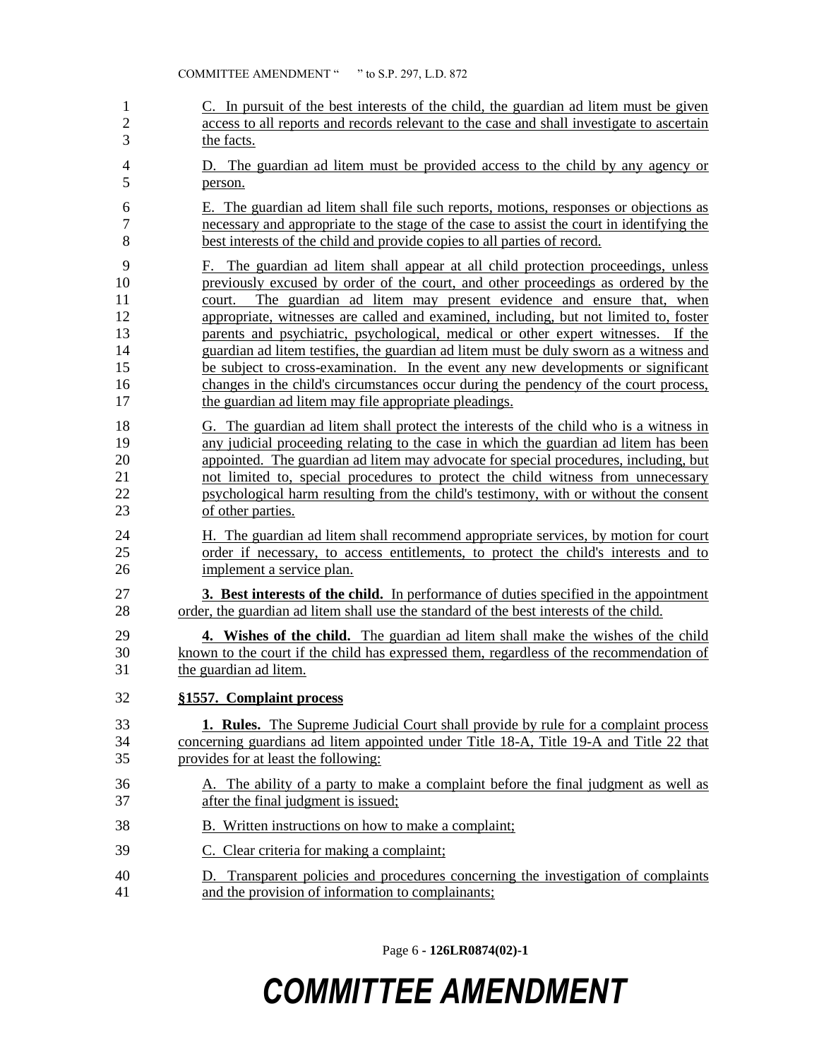C. In pursuit of the best interests of the child, the guardian ad litem must be given access to all reports and records relevant to the case and shall investigate to ascertain the facts.

D. The guardian ad litem must be provided access to the child by any agency or person.

E. The guardian ad litem shall file such reports, motions, responses or objections as necessary and appropriate to the stage of the case to assist the court in identifying the best interests of the child and provide copies to all parties of record.

F. The guardian ad litem shall appear at all child protection proceedings, unless previously excused by order of the court, and other proceedings as ordered by the court. The guardian ad litem may present evidence and ensure that, when appropriate, witnesses are called and examined, including, but not limited to, foster parents and psychiatric, psychological, medical or other expert witnesses. If the guardian ad litem testifies, the guardian ad litem must be duly sworn as a witness and be subject to cross-examination. In the event any new developments or significant changes in the child's circumstances occur during the pendency of the court process, the guardian ad litem may file appropriate pleadings.

G. The guardian ad litem shall protect the interests of the child who is a witness in any judicial proceeding relating to the case in which the guardian ad litem has been appointed. The guardian ad litem may advocate for special procedures, including, but not limited to, special procedures to protect the child witness from unnecessary psychological harm resulting from the child's testimony, with or without the consent of other parties.

H. The guardian ad litem shall recommend appropriate services, by motion for court order if necessary, to access entitlements, to protect the child's interests and to implement a service plan.

**3. Best interests of the child.** In performance of duties specified in the appointment order, the guardian ad litem shall use the standard of the best interests of the child.

**4. Wishes of the child.** The guardian ad litem shall make the wishes of the child known to the court if the child has expressed them, regardless of the recommendation of the guardian ad litem.

**§1557. Complaint process**

**1. Rules.** The Supreme Judicial Court shall provide by rule for a complaint process concerning guardians ad litem appointed under Title 18-A, Title 19-A and Title 22 that provides for at least the following:

A. The ability of a party to make a complaint before the final judgment as well as after the final judgment is issued;

B. Written instructions on how to make a complaint;

C. Clear criteria for making a complaint;

D. Transparent policies and procedures concerning the investigation of complaints and the provision of information to complainants;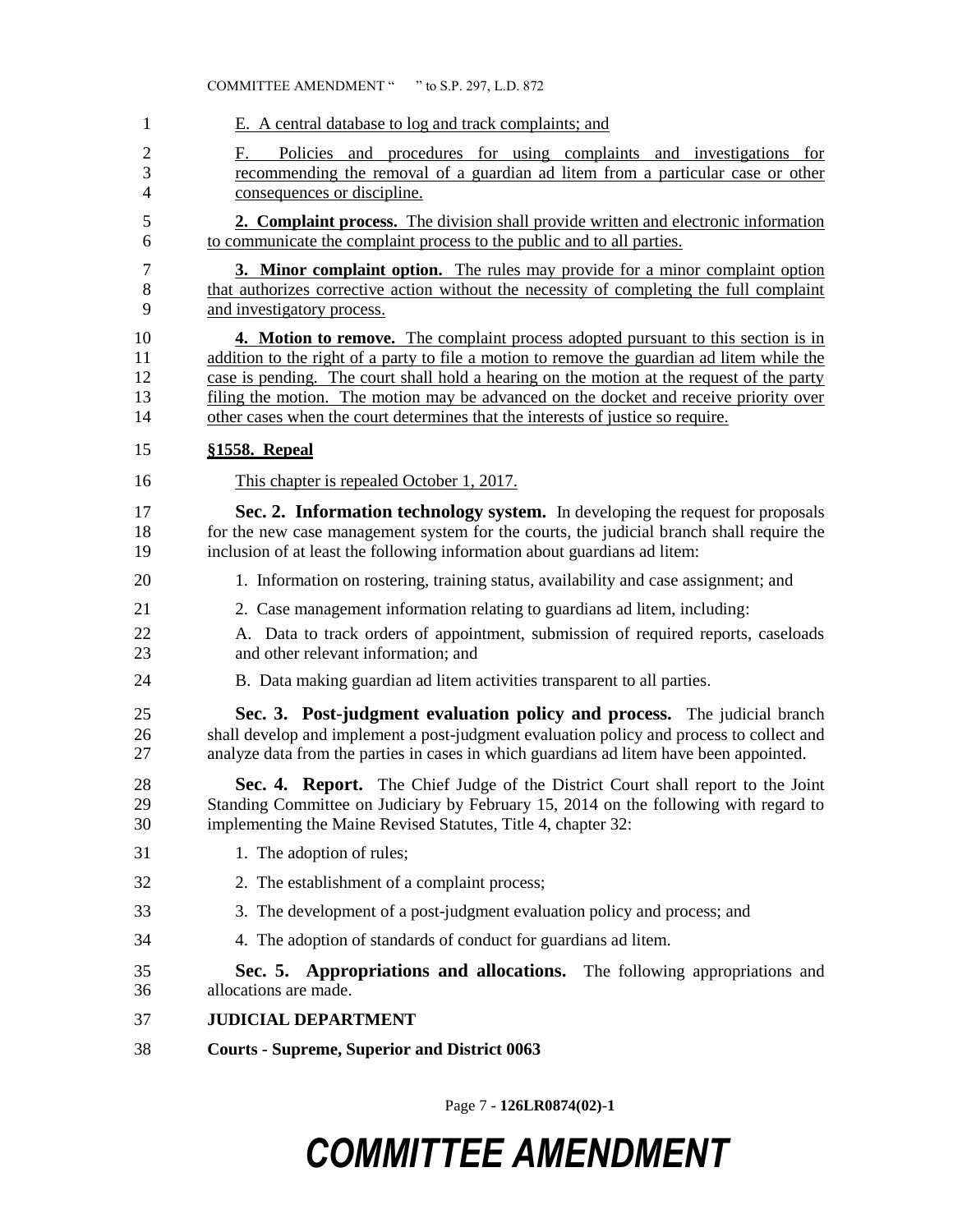E. A central database to log and track complaints; and

F. Policies and procedures for using complaints and investigations for recommending the removal of a guardian ad litem from a particular case or other consequences or discipline.

**2. Complaint process.** The division shall provide written and electronic information to communicate the complaint process to the public and to all parties.

**3. Minor complaint option.** The rules may provide for a minor complaint option that authorizes corrective action without the necessity of completing the full complaint and investigatory process.

**4. Motion to remove.** The complaint process adopted pursuant to this section is in addition to the right of a party to file a motion to remove the guardian ad litem while the case is pending. The court shall hold a hearing on the motion at the request of the party filing the motion. The motion may be advanced on the docket and receive priority over other cases when the court determines that the interests of justice so require.

**§1558. Repeal**

This chapter is repealed October 1, 2017.

**Sec. 2. Information technology system.** In developing the request for proposals for the new case management system for the courts, the judicial branch shall require the inclusion of at least the following information about guardians ad litem:

1. Information on rostering, training status, availability and case assignment; and

2. Case management information relating to guardians ad litem, including:

A. Data to track orders of appointment, submission of required reports, caseloads and other relevant information; and

B. Data making guardian ad litem activities transparent to all parties.

**Sec. 3. Post-judgment evaluation policy and process.** The judicial branch shall develop and implement a post-judgment evaluation policy and process to collect and analyze data from the parties in cases in which guardians ad litem have been appointed.

**Sec. 4. Report.** The Chief Judge of the District Court shall report to the Joint Standing Committee on Judiciary by February 15, 2014 on the following with regard to implementing the Maine Revised Statutes, Title 4, chapter 32:

1. The adoption of rules;

2. The establishment of a complaint process;

3. The development of a post-judgment evaluation policy and process; and

4. The adoption of standards of conduct for guardians ad litem.

**Sec. 5. Appropriations and allocations.** The following appropriations and allocations are made.

**JUDICIAL DEPARTMENT**

**Courts - Supreme, Superior and District 0063**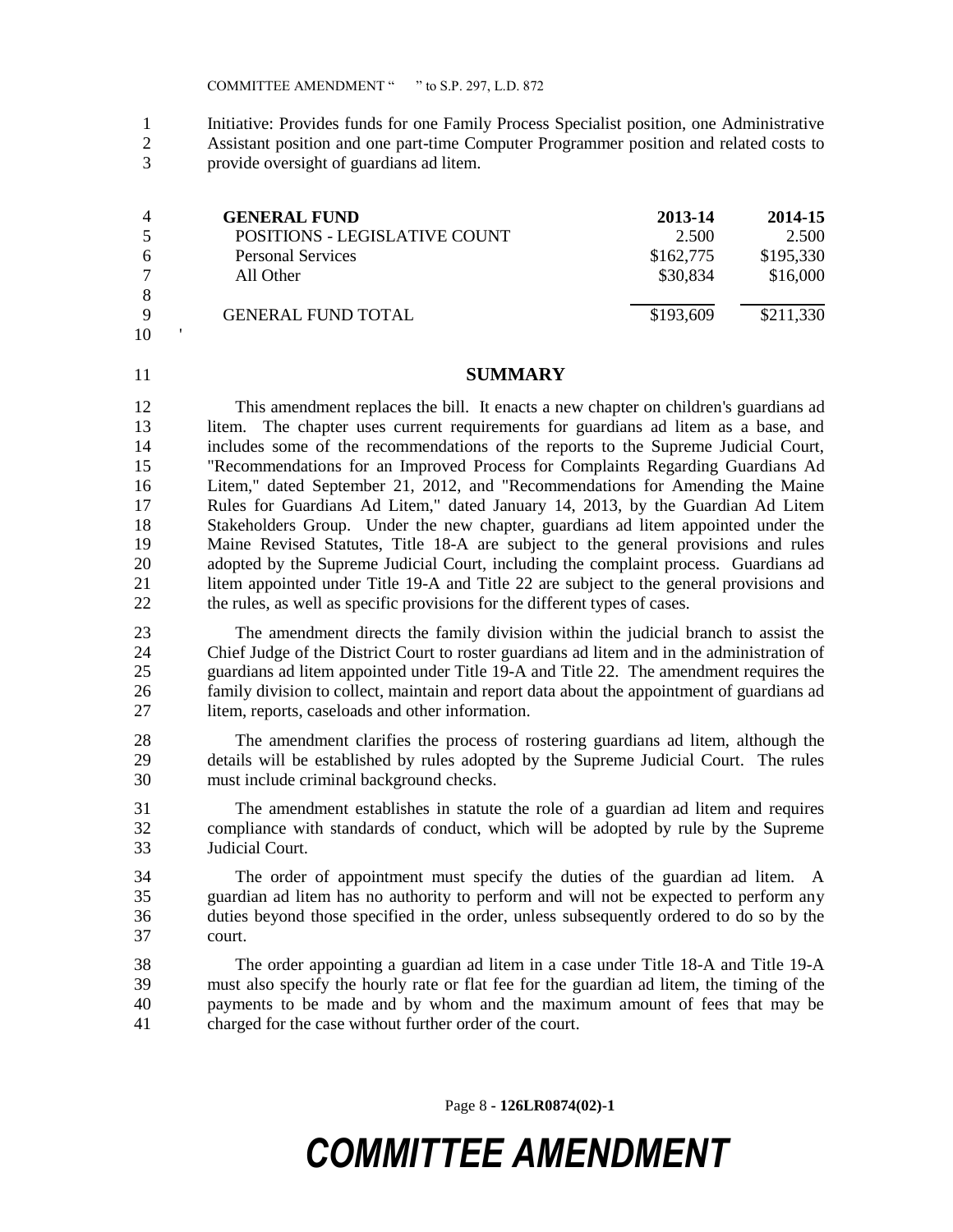Initiative: Provides funds for one Family Process Specialist position, one Administrative Assistant position and one part-time Computer Programmer position and related costs to provide oversight of guardians ad litem.

| GENERAL FUND | 2013-14 | 2014-15 |
|---|---|---|
| POSITIONS - LEGISLATIVE COUNT | 2.500 | 2.500 |
| Personal Services | $162,775 | $195,330 |
| All Other | $30,834 | $16,000 |
| GENERAL FUND TOTAL | $193,609 | $211,330 |

'

## SUMMARY

This amendment replaces the bill. It enacts a new chapter on children's guardians ad litem. The chapter uses current requirements for guardians ad litem as a base, and includes some of the recommendations of the reports to the Supreme Judicial Court, "Recommendations for an Improved Process for Complaints Regarding Guardians Ad Litem," dated September 21, 2012, and "Recommendations for Amending the Maine Rules for Guardians Ad Litem," dated January 14, 2013, by the Guardian Ad Litem Stakeholders Group. Under the new chapter, guardians ad litem appointed under the Maine Revised Statutes, Title 18-A are subject to the general provisions and rules adopted by the Supreme Judicial Court, including the complaint process. Guardians ad litem appointed under Title 19-A and Title 22 are subject to the general provisions and the rules, as well as specific provisions for the different types of cases.

The amendment directs the family division within the judicial branch to assist the Chief Judge of the District Court to roster guardians ad litem and in the administration of guardians ad litem appointed under Title 19-A and Title 22. The amendment requires the family division to collect, maintain and report data about the appointment of guardians ad litem, reports, caseloads and other information.

The amendment clarifies the process of rostering guardians ad litem, although the details will be established by rules adopted by the Supreme Judicial Court. The rules must include criminal background checks.

The amendment establishes in statute the role of a guardian ad litem and requires compliance with standards of conduct, which will be adopted by rule by the Supreme Judicial Court.

The order of appointment must specify the duties of the guardian ad litem. A guardian ad litem has no authority to perform and will not be expected to perform any duties beyond those specified in the order, unless subsequently ordered to do so by the court.

The order appointing a guardian ad litem in a case under Title 18-A and Title 19-A must also specify the hourly rate or flat fee for the guardian ad litem, the timing of the payments to be made and by whom and the maximum amount of fees that may be charged for the case without further order of the court.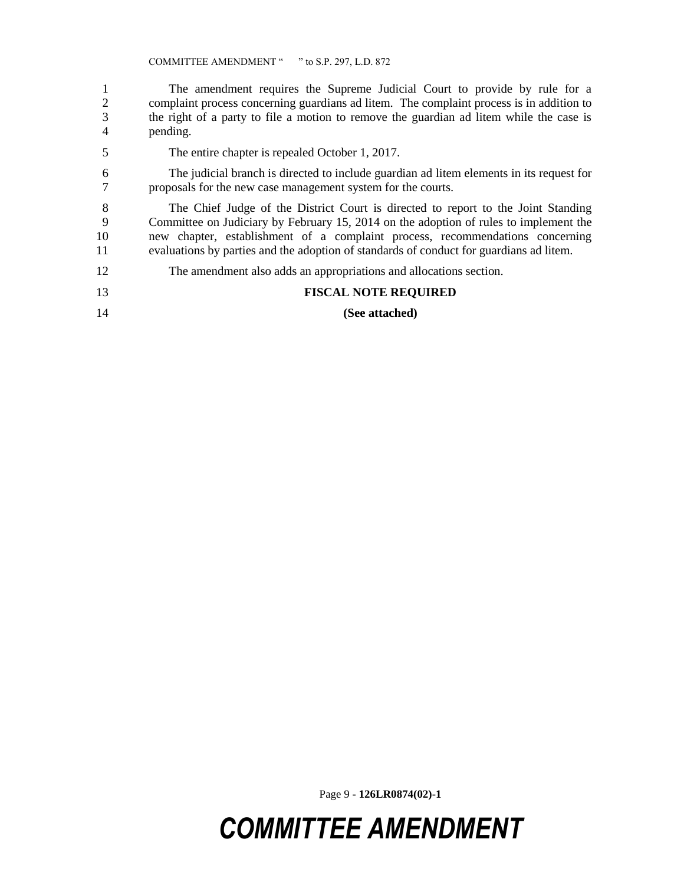The amendment requires the Supreme Judicial Court to provide by rule for a complaint process concerning guardians ad litem. The complaint process is in addition to the right of a party to file a motion to remove the guardian ad litem while the case is pending.

The entire chapter is repealed October 1, 2017.

The judicial branch is directed to include guardian ad litem elements in its request for proposals for the new case management system for the courts.

The Chief Judge of the District Court is directed to report to the Joint Standing Committee on Judiciary by February 15, 2014 on the adoption of rules to implement the new chapter, establishment of a complaint process, recommendations concerning evaluations by parties and the adoption of standards of conduct for guardians ad litem.

The amendment also adds an appropriations and allocations section.

**FISCAL NOTE REQUIRED**

**(See attached)**